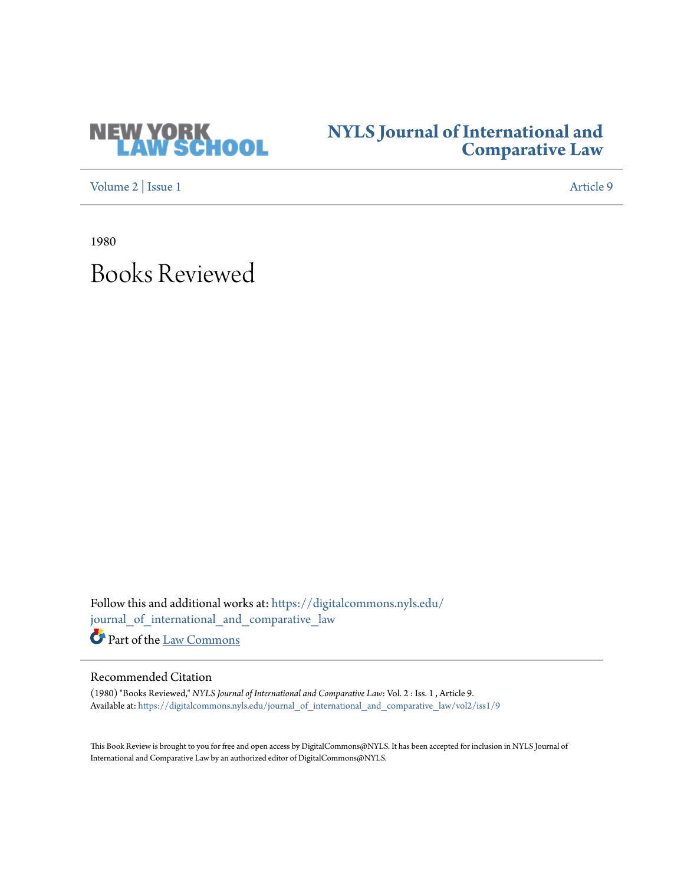NEW YORK LAW SCHOOL

# NYLS Journal of International and Comparative Law

Volume 2 | Issue 1 — Article 9

1980

# Books Reviewed

Follow this and additional works at: https://digitalcommons.nyls.edu/journal_of_international_and_comparative_law

Part of the Law Commons

## Recommended Citation

(1980) "Books Reviewed," *NYLS Journal of International and Comparative Law*: Vol. 2 : Iss. 1 , Article 9.
Available at: https://digitalcommons.nyls.edu/journal_of_international_and_comparative_law/vol2/iss1/9

This Book Review is brought to you for free and open access by DigitalCommons@NYLS. It has been accepted for inclusion in NYLS Journal of International and Comparative Law by an authorized editor of DigitalCommons@NYLS.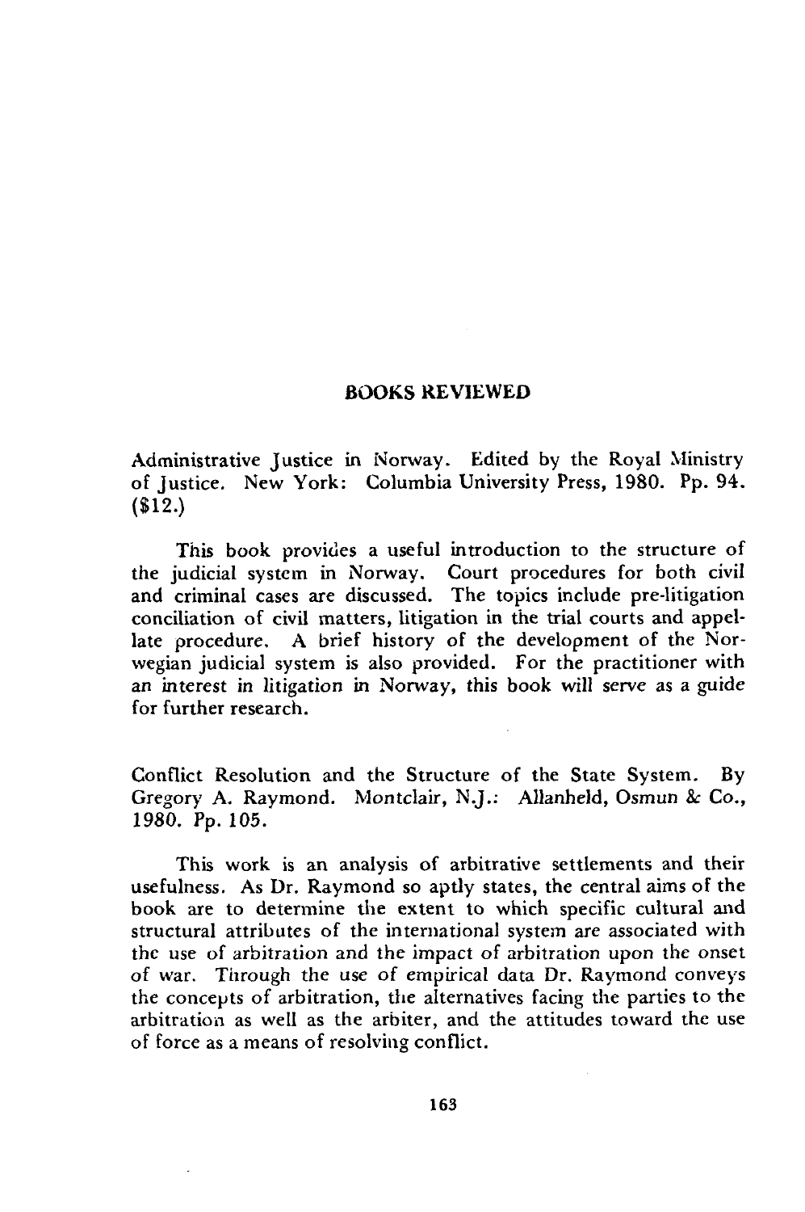## BOOKS REVIEWED

Administrative Justice in Norway. Edited by the Royal Ministry of Justice. New York: Columbia University Press, 1980. Pp. 94. ($12.)

This book provides a useful introduction to the structure of the judicial system in Norway. Court procedures for both civil and criminal cases are discussed. The topics include pre-litigation conciliation of civil matters, litigation in the trial courts and appellate procedure. A brief history of the development of the Norwegian judicial system is also provided. For the practitioner with an interest in litigation in Norway, this book will serve as a guide for further research.

Conflict Resolution and the Structure of the State System. By Gregory A. Raymond. Montclair, N.J.: Allanheld, Osmun & Co., 1980. Pp. 105.

This work is an analysis of arbitrative settlements and their usefulness. As Dr. Raymond so aptly states, the central aims of the book are to determine the extent to which specific cultural and structural attributes of the international system are associated with the use of arbitration and the impact of arbitration upon the onset of war. Through the use of empirical data Dr. Raymond conveys the concepts of arbitration, the alternatives facing the parties to the arbitration as well as the arbiter, and the attitudes toward the use of force as a means of resolving conflict.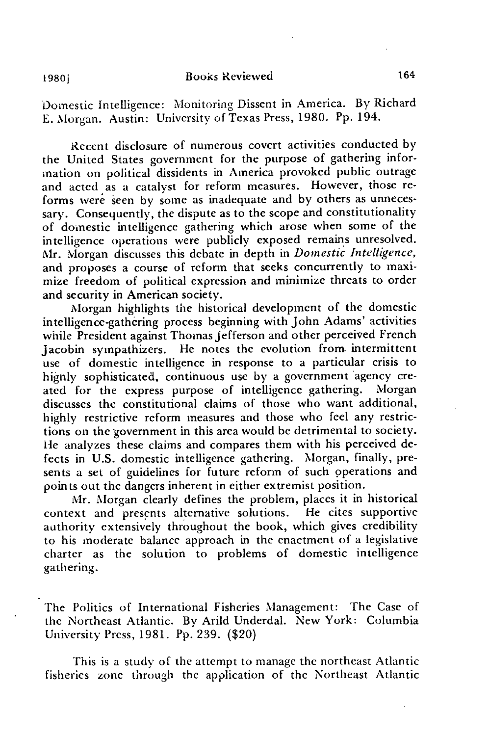Domestic Intelligence: Monitoring Dissent in America. By Richard E. Morgan. Austin: University of Texas Press, 1980. Pp. 194.

Recent disclosure of numerous covert activities conducted by the United States government for the purpose of gathering information on political dissidents in America provoked public outrage and acted as a catalyst for reform measures. However, those reforms were seen by some as inadequate and by others as unnecessary. Consequently, the dispute as to the scope and constitutionality of domestic intelligence gathering which arose when some of the intelligence operations were publicly exposed remains unresolved. Mr. Morgan discusses this debate in depth in *Domestic Intelligence*, and proposes a course of reform that seeks concurrently to maximize freedom of political expression and minimize threats to order and security in American society.

Morgan highlights the historical development of the domestic intelligence-gathering process beginning with John Adams' activities while President against Thomas Jefferson and other perceived French Jacobin sympathizers. He notes the evolution from intermittent use of domestic intelligence in response to a particular crisis to highly sophisticated, continuous use by a government agency created for the express purpose of intelligence gathering. Morgan discusses the constitutional claims of those who want additional, highly restrictive reform measures and those who feel any restrictions on the government in this area would be detrimental to society. He analyzes these claims and compares them with his perceived defects in U.S. domestic intelligence gathering. Morgan, finally, presents a set of guidelines for future reform of such operations and points out the dangers inherent in either extremist position.

Mr. Morgan clearly defines the problem, places it in historical context and presents alternative solutions. He cites supportive authority extensively throughout the book, which gives credibility to his moderate balance approach in the enactment of a legislative charter as the solution to problems of domestic intelligence gathering.

The Politics of International Fisheries Management: The Case of the Northeast Atlantic. By Arild Underdal. New York: Columbia University Press, 1981. Pp. 239. ($20)

This is a study of the attempt to manage the northeast Atlantic fisheries zone through the application of the Northeast Atlantic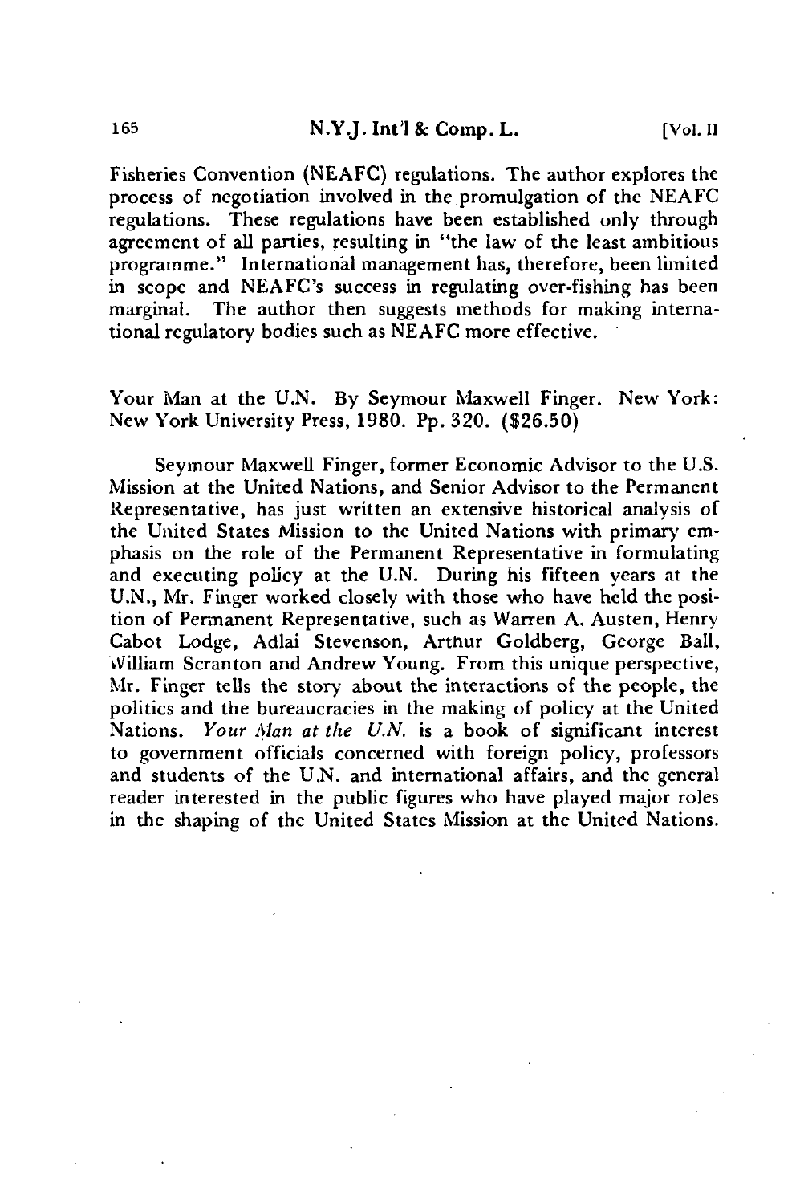Fisheries Convention (NEAFC) regulations. The author explores the process of negotiation involved in the promulgation of the NEAFC regulations. These regulations have been established only through agreement of all parties, resulting in "the law of the least ambitious programme." International management has, therefore, been limited in scope and NEAFC's success in regulating over-fishing has been marginal. The author then suggests methods for making international regulatory bodies such as NEAFC more effective.

Your Man at the U.N. By Seymour Maxwell Finger. New York: New York University Press, 1980. Pp. 320. ($26.50)

Seymour Maxwell Finger, former Economic Advisor to the U.S. Mission at the United Nations, and Senior Advisor to the Permanent Representative, has just written an extensive historical analysis of the United States Mission to the United Nations with primary emphasis on the role of the Permanent Representative in formulating and executing policy at the U.N. During his fifteen years at the U.N., Mr. Finger worked closely with those who have held the position of Permanent Representative, such as Warren A. Austen, Henry Cabot Lodge, Adlai Stevenson, Arthur Goldberg, George Ball, William Scranton and Andrew Young. From this unique perspective, Mr. Finger tells the story about the interactions of the people, the politics and the bureaucracies in the making of policy at the United Nations. *Your Man at the U.N.* is a book of significant interest to government officials concerned with foreign policy, professors and students of the U.N. and international affairs, and the general reader interested in the public figures who have played major roles in the shaping of the United States Mission at the United Nations.